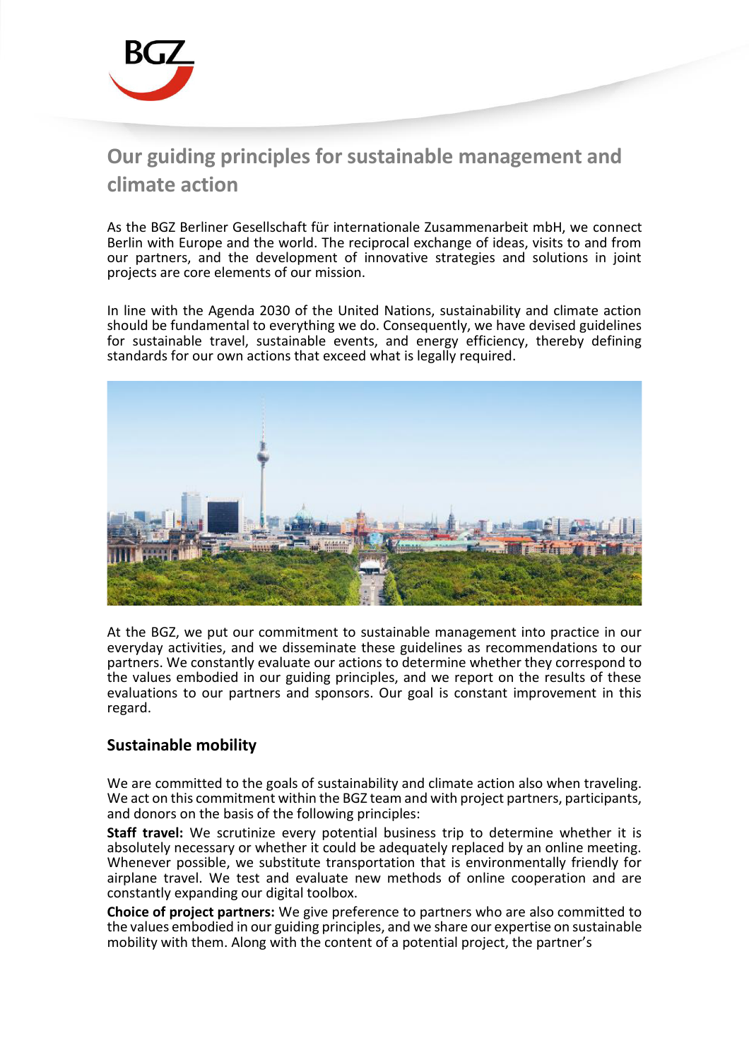# Our guiding principles for sustainable management and climate action

As the BGZ Berliner Gesellschaft für internationale Zusammenarbeit mbH, we connect Berlin with Europe and the world. The reciprocal exchange of ideas, visits to and from our partners, and the development of innovative strategies and solutions in joint projects are core elements of our mission.

In line with the Agenda 2030 of the United Nations, sustainability and climate action should be fundamental to everything we do. Consequently, we have devised guidelines for sustainable travel, sustainable events, and energy efficiency, thereby defining standards for our own actions that exceed what is legally required.

At the BGZ, we put our commitment to sustainable management into practice in our everyday activities, and we disseminate these guidelines as recommendations to our partners. We constantly evaluate our actions to determine whether they correspond to the values embodied in our guiding principles, and we report on the results of these evaluations to our partners and sponsors. Our goal is constant improvement in this regard.

## Sustainable mobility

We are committed to the goals of sustainability and climate action also when traveling. We act on this commitment within the BGZ team and with project partners, participants, and donors on the basis of the following principles:

**Staff travel:** We scrutinize every potential business trip to determine whether it is absolutely necessary or whether it could be adequately replaced by an online meeting. Whenever possible, we substitute transportation that is environmentally friendly for airplane travel. We test and evaluate new methods of online cooperation and are constantly expanding our digital toolbox.

**Choice of project partners:** We give preference to partners who are also committed to the values embodied in our guiding principles, and we share our expertise on sustainable mobility with them. Along with the content of a potential project, the partner's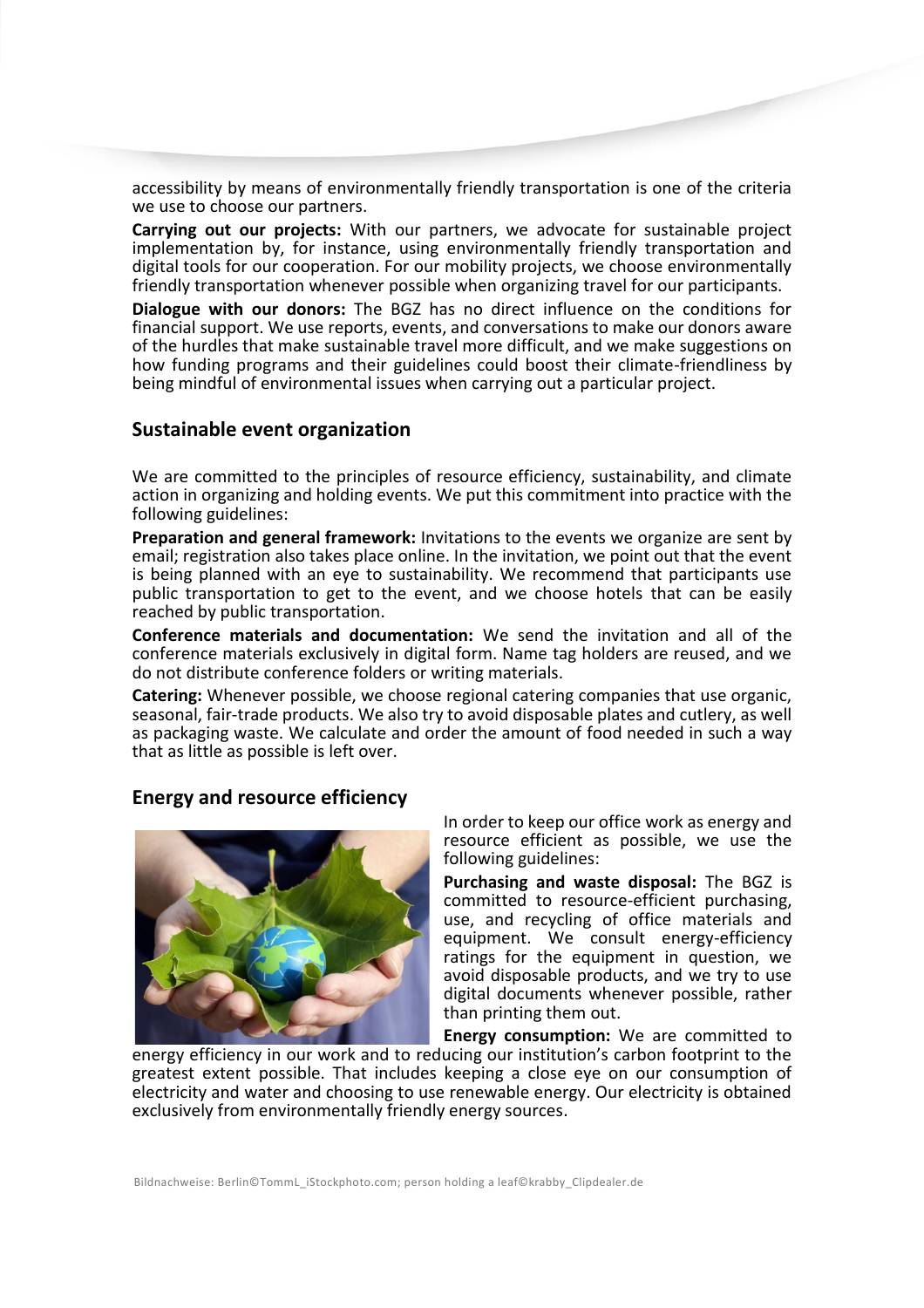accessibility by means of environmentally friendly transportation is one of the criteria we use to choose our partners.

**Carrying out our projects:** With our partners, we advocate for sustainable project implementation by, for instance, using environmentally friendly transportation and digital tools for our cooperation. For our mobility projects, we choose environmentally friendly transportation whenever possible when organizing travel for our participants.

**Dialogue with our donors:** The BGZ has no direct influence on the conditions for financial support. We use reports, events, and conversations to make our donors aware of the hurdles that make sustainable travel more difficult, and we make suggestions on how funding programs and their guidelines could boost their climate-friendliness by being mindful of environmental issues when carrying out a particular project.

## Sustainable event organization

We are committed to the principles of resource efficiency, sustainability, and climate action in organizing and holding events. We put this commitment into practice with the following guidelines:

**Preparation and general framework:** Invitations to the events we organize are sent by email; registration also takes place online. In the invitation, we point out that the event is being planned with an eye to sustainability. We recommend that participants use public transportation to get to the event, and we choose hotels that can be easily reached by public transportation.

**Conference materials and documentation:** We send the invitation and all of the conference materials exclusively in digital form. Name tag holders are reused, and we do not distribute conference folders or writing materials.

**Catering:** Whenever possible, we choose regional catering companies that use organic, seasonal, fair-trade products. We also try to avoid disposable plates and cutlery, as well as packaging waste. We calculate and order the amount of food needed in such a way that as little as possible is left over.

## Energy and resource efficiency

In order to keep our office work as energy and resource efficient as possible, we use the following guidelines:

**Purchasing and waste disposal:** The BGZ is committed to resource-efficient purchasing, use, and recycling of office materials and equipment. We consult energy-efficiency ratings for the equipment in question, we avoid disposable products, and we try to use digital documents whenever possible, rather than printing them out.

**Energy consumption:** We are committed to energy efficiency in our work and to reducing our institution's carbon footprint to the greatest extent possible. That includes keeping a close eye on our consumption of electricity and water and choosing to use renewable energy. Our electricity is obtained exclusively from environmentally friendly energy sources.

Bildnachweise: Berlin©TommL_iStockphoto.com; person holding a leaf©krabby_Clipdealer.de